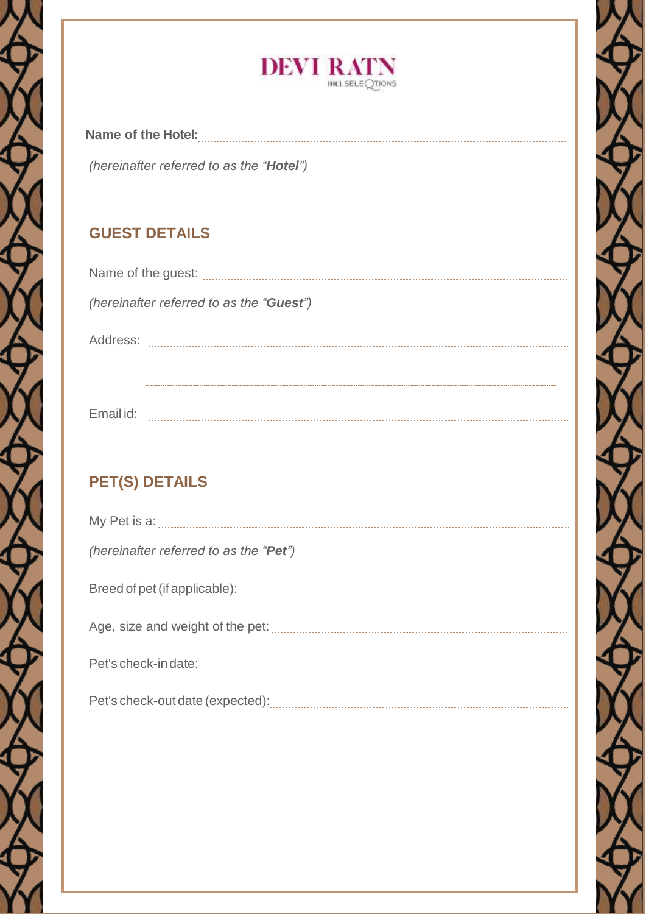DEVI RATN

IHCL SELEQTIONS

**Name of the Hotel:** ..............................................................................................

*(hereinafter referred to as the "**Hotel**")*

## GUEST DETAILS

Name of the guest: ..............................................................................................

*(hereinafter referred to as the "**Guest**")*

Address: ..............................................................................................

..............................................................................................

Email id: ..............................................................................................

## PET(S) DETAILS

My Pet is a: ..............................................................................................

*(hereinafter referred to as the "**Pet**")*

Breed of pet (if applicable): ..............................................................................................

Age, size and weight of the pet: ..............................................................................................

Pet's check-in date: ..............................................................................................

Pet's check-out date (expected): ..............................................................................................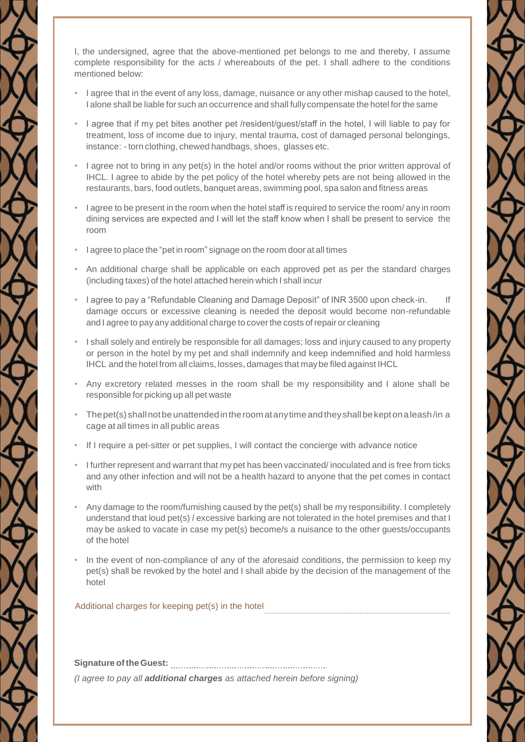I, the undersigned, agree that the above-mentioned pet belongs to me and thereby, I assume complete responsibility for the acts / whereabouts of the pet. I shall adhere to the conditions mentioned below:

- I agree that in the event of any loss, damage, nuisance or any other mishap caused to the hotel, I alone shall be liable for such an occurrence and shall fully compensate the hotel for the same
- I agree that if my pet bites another pet /resident/guest/staff in the hotel, I will liable to pay for treatment, loss of income due to injury, mental trauma, cost of damaged personal belongings, instance: - torn clothing, chewed handbags, shoes, glasses etc.
- I agree not to bring in any pet(s) in the hotel and/or rooms without the prior written approval of IHCL. I agree to abide by the pet policy of the hotel whereby pets are not being allowed in the restaurants, bars, food outlets, banquet areas, swimming pool, spa salon and fitness areas
- I agree to be present in the room when the hotel staff is required to service the room/ any in room dining services are expected and I will let the staff know when I shall be present to service the room
- I agree to place the "pet in room" signage on the room door at all times
- An additional charge shall be applicable on each approved pet as per the standard charges (including taxes) of the hotel attached herein which I shall incur
- I agree to pay a "Refundable Cleaning and Damage Deposit" of INR 3500 upon check-in. If damage occurs or excessive cleaning is needed the deposit would become non-refundable and I agree to pay any additional charge to cover the costs of repair or cleaning
- I shall solely and entirely be responsible for all damages; loss and injury caused to any property or person in the hotel by my pet and shall indemnify and keep indemnified and hold harmless IHCL and the hotel from all claims, losses, damages that may be filed against IHCL
- Any excretory related messes in the room shall be my responsibility and I alone shall be responsible for picking up all pet waste
- The pet(s) shall not be unattended in the room at any time and they shall be kept on a leash /in a cage at all times in all public areas
- If I require a pet-sitter or pet supplies, I will contact the concierge with advance notice
- I further represent and warrant that my pet has been vaccinated/ inoculated and is free from ticks and any other infection and will not be a health hazard to anyone that the pet comes in contact with
- Any damage to the room/furnishing caused by the pet(s) shall be my responsibility. I completely understand that loud pet(s) / excessive barking are not tolerated in the hotel premises and that I may be asked to vacate in case my pet(s) become/s a nuisance to the other guests/occupants of the hotel
- In the event of non-compliance of any of the aforesaid conditions, the permission to keep my pet(s) shall be revoked by the hotel and I shall abide by the decision of the management of the hotel

Additional charges for keeping pet(s) in the hotel ..............................................................................

**Signature of the Guest:** ..............................................................

*(I agree to pay all **additional charges** as attached herein before signing)*